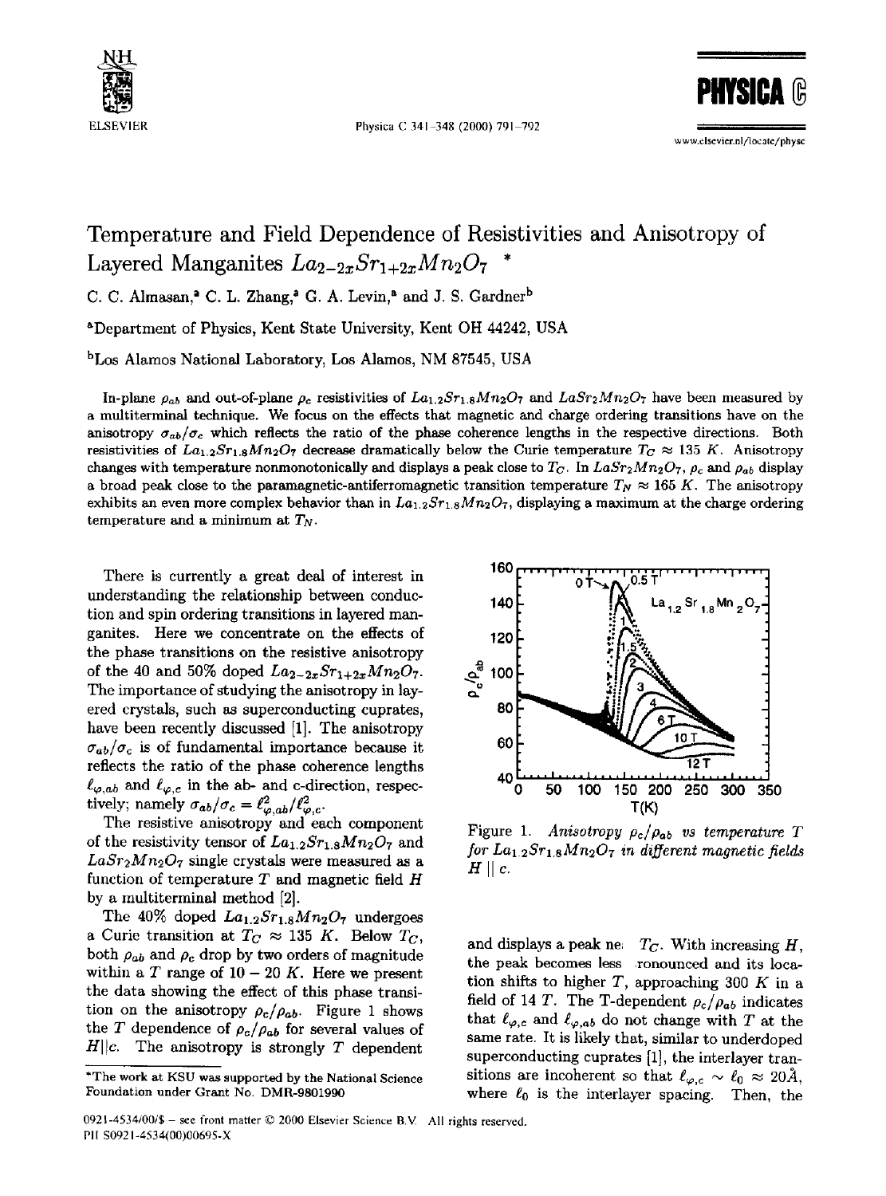# Temperature and Field Dependence of Resistivities and Anisotropy of Layered Manganites $La_{2-2x}Sr_{1+2x}Mn_2O_7$ *

C. C. Almasan,[a] C. L. Zhang,[a] G. A. Levin,[a] and J. S. Gardner[b]

[a]Department of Physics, Kent State University, Kent OH 44242, USA

[b]Los Alamos National Laboratory, Los Alamos, NM 87545, USA

In-plane $\rho_{ab}$ and out-of-plane $\rho_c$ resistivities of $La_{1.2}Sr_{1.8}Mn_2O_7$ and $LaSr_2Mn_2O_7$ have been measured by a multiterminal technique. We focus on the effects that magnetic and charge ordering transitions have on the anisotropy $\sigma_{ab}/\sigma_c$ which reflects the ratio of the phase coherence lengths in the respective directions. Both resistivities of $La_{1.2}Sr_{1.8}Mn_2O_7$ decrease dramatically below the Curie temperature $T_C \approx 135$ K. Anisotropy changes with temperature nonmonotonically and displays a peak close to $T_C$. In $LaSr_2Mn_2O_7$, $\rho_c$ and $\rho_{ab}$ display a broad peak close to the paramagnetic-antiferromagnetic transition temperature $T_N \approx 165$ K. The anisotropy exhibits an even more complex behavior than in $La_{1.2}Sr_{1.8}Mn_2O_7$, displaying a maximum at the charge ordering temperature and a minimum at $T_N$.

There is currently a great deal of interest in understanding the relationship between conduction and spin ordering transitions in layered manganites. Here we concentrate on the effects of the phase transitions on the resistive anisotropy of the 40 and 50% doped $La_{2-2x}Sr_{1+2x}Mn_2O_7$. The importance of studying the anisotropy in layered crystals, such as superconducting cuprates, have been recently discussed [1]. The anisotropy $\sigma_{ab}/\sigma_c$ is of fundamental importance because it reflects the ratio of the phase coherence lengths $\ell_{\varphi,ab}$ and $\ell_{\varphi,c}$ in the ab- and c-direction, respectively; namely $\sigma_{ab}/\sigma_c = \ell^2_{\varphi,ab}/\ell^2_{\varphi,c}$.

The resistive anisotropy and each component of the resistivity tensor of $La_{1.2}Sr_{1.8}Mn_2O_7$ and $LaSr_2Mn_2O_7$ single crystals were measured as a function of temperature $T$ and magnetic field $H$ by a multiterminal method [2].

The 40% doped $La_{1.2}Sr_{1.8}Mn_2O_7$ undergoes a Curie transition at $T_C \approx 135$ K. Below $T_C$, both $\rho_{ab}$ and $\rho_c$ drop by two orders of magnitude within a $T$ range of $10-20$ K. Here we present the data showing the effect of this phase transition on the anisotropy $\rho_c/\rho_{ab}$. Figure 1 shows the $T$ dependence of $\rho_c/\rho_{ab}$ for several values of $H||c$. The anisotropy is strongly $T$ dependent and displays a peak near $T_C$. With increasing $H$, the peak becomes less pronounced and its location shifts to higher $T$, approaching 300 $K$ in a field of 14 $T$. The T-dependent $\rho_c/\rho_{ab}$ indicates that $\ell_{\varphi,c}$ and $\ell_{\varphi,ab}$ do not change with $T$ at the same rate. It is likely that, similar to underdoped superconducting cuprates [1], the interlayer transitions are incoherent so that $\ell_{\varphi,c} \sim \ell_0 \approx 20$Å, where $\ell_0$ is the interlayer spacing. Then, the

Figure 1. *Anisotropy $\rho_c/\rho_{ab}$ vs temperature $T$ for $La_{1.2}Sr_{1.8}Mn_2O_7$ in different magnetic fields $H \parallel c$.*

*The work at KSU was supported by the National Science Foundation under Grant No. DMR-9801990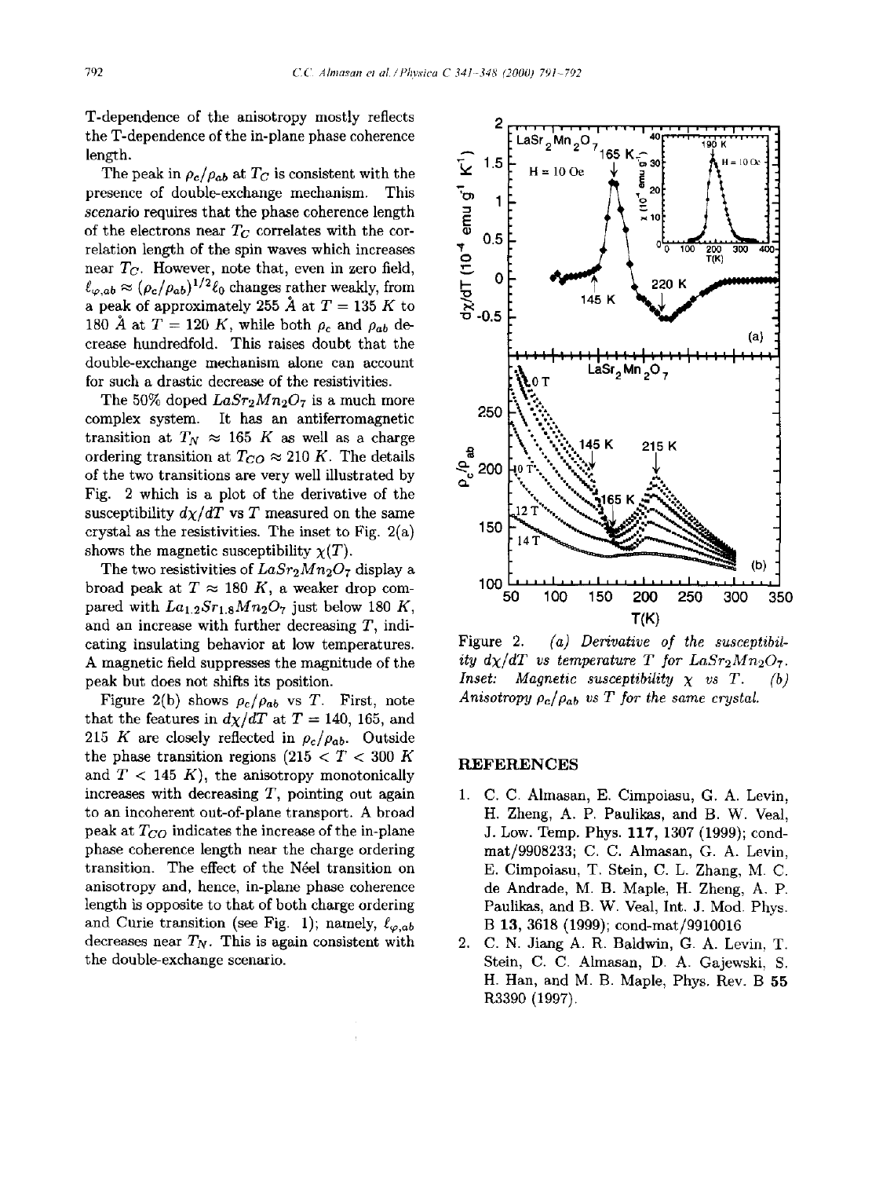T-dependence of the anisotropy mostly reflects the T-dependence of the in-plane phase coherence length.

The peak in $\rho_c/\rho_{ab}$ at $T_C$ is consistent with the presence of double-exchange mechanism. This scenario requires that the phase coherence length of the electrons near $T_C$ correlates with the correlation length of the spin waves which increases near $T_C$. However, note that, even in zero field, $\ell_{\varphi,ab} \approx (\rho_c/\rho_{ab})^{1/2}\ell_0$ changes rather weakly, from a peak of approximately 255 Å at $T = 135$ K to 180 Å at $T = 120$ K, while both $\rho_c$ and $\rho_{ab}$ decrease hundredfold. This raises doubt that the double-exchange mechanism alone can account for such a drastic decrease of the resistivities.

The 50% doped $LaSr_2Mn_2O_7$ is a much more complex system. It has an antiferromagnetic transition at $T_N \approx 165$ K as well as a charge ordering transition at $T_{CO} \approx 210$ K. The details of the two transitions are very well illustrated by Fig. 2 which is a plot of the derivative of the susceptibility $d\chi/dT$ vs $T$ measured on the same crystal as the resistivities. The inset to Fig. 2(a) shows the magnetic susceptibility $\chi(T)$.

The two resistivities of $LaSr_2Mn_2O_7$ display a broad peak at $T \approx 180$ K, a weaker drop compared with $La_{1.2}Sr_{1.8}Mn_2O_7$ just below 180 K, and an increase with further decreasing $T$, indicating insulating behavior at low temperatures. A magnetic field suppresses the magnitude of the peak but does not shifts its position.

Figure 2(b) shows $\rho_c/\rho_{ab}$ vs $T$. First, note that the features in $d\chi/dT$ at $T$ = 140, 165, and 215 K are closely reflected in $\rho_c/\rho_{ab}$. Outside the phase transition regions ($215 < T < 300$ K and $T < 145$ K), the anisotropy monotonically increases with decreasing $T$, pointing out again to an incoherent out-of-plane transport. A broad peak at $T_{CO}$ indicates the increase of the in-plane phase coherence length near the charge ordering transition. The effect of the Néel transition on anisotropy and, hence, in-plane phase coherence length is opposite to that of both charge ordering and Curie transition (see Fig. 1); namely, $\ell_{\varphi,ab}$ decreases near $T_N$. This is again consistent with the double-exchange scenario.

LaSr$_2$Mn$_2$O$_7$
H = 10 Oe
165 K
145 K
220 K
190 K
H = 10 Oe
$\chi$ (10$^{-4}$ emu g$^{-1}$)
T(K)
$d\chi/dT$ (10$^{-4}$ emu g$^{-1}$ K$^{-1}$)
(a)

LaSr$_2$Mn$_2$O$_7$
0 T
10 T
12 T
14 T
145 K
215 K
165 K
$\rho_c/\rho_{ab}$
T(K)
(b)

Figure 2. *(a) Derivative of the susceptibility $d\chi/dT$ vs temperature $T$ for $LaSr_2Mn_2O_7$. Inset: Magnetic susceptibility $\chi$ vs $T$. (b) Anisotropy $\rho_c/\rho_{ab}$ vs $T$ for the same crystal.*

## REFERENCES

1. C. C. Almasan, E. Cimpoiasu, G. A. Levin, H. Zheng, A. P. Paulikas, and B. W. Veal, J. Low. Temp. Phys. **117**, 1307 (1999); cond-mat/9908233; C. C. Almasan, G. A. Levin, E. Cimpoiasu, T. Stein, C. L. Zhang, M. C. de Andrade, M. B. Maple, H. Zheng, A. P. Paulikas, and B. W. Veal, Int. J. Mod. Phys. B **13**, 3618 (1999); cond-mat/9910016
2. C. N. Jiang A. R. Baldwin, G. A. Levin, T. Stein, C. C. Almasan, D. A. Gajewski, S. H. Han, and M. B. Maple, Phys. Rev. B **55** R3390 (1997).